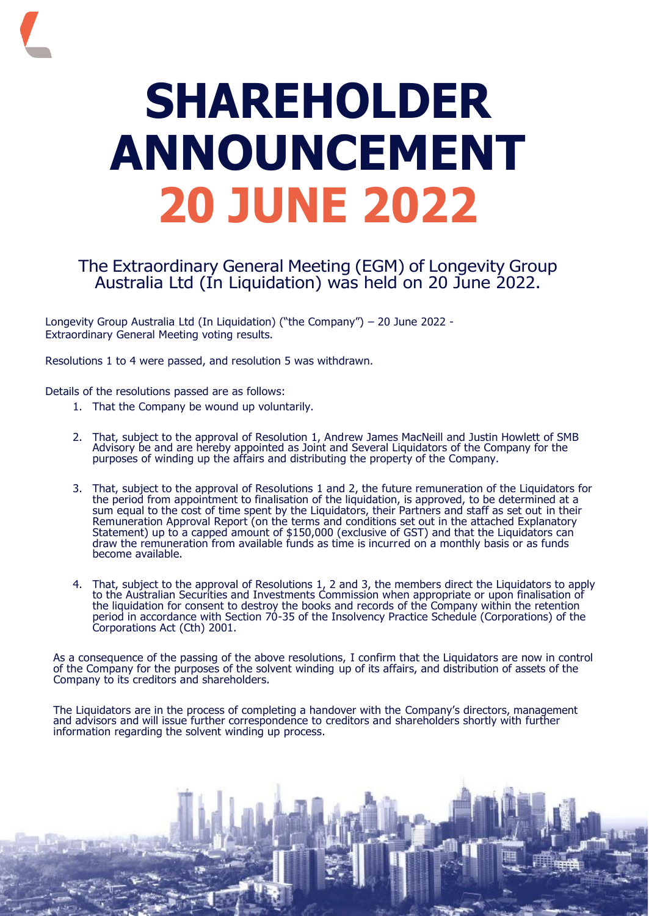# SHAREHOLDER ANNOUNCEMENT 20 JUNE 2022

## The Extraordinary General Meeting (EGM) of Longevity Group Australia Ltd (In Liquidation) was held on 20 June 2022.

Longevity Group Australia Ltd (In Liquidation) ("the Company") – 20 June 2022 - Extraordinary General Meeting voting results.

Resolutions 1 to 4 were passed, and resolution 5 was withdrawn.

Details of the resolutions passed are as follows:

1. That the Company be wound up voluntarily.
2. That, subject to the approval of Resolution 1, Andrew James MacNeill and Justin Howlett of SMB Advisory be and are hereby appointed as Joint and Several Liquidators of the Company for the purposes of winding up the affairs and distributing the property of the Company.
3. That, subject to the approval of Resolutions 1 and 2, the future remuneration of the Liquidators for the period from appointment to finalisation of the liquidation, is approved, to be determined at a sum equal to the cost of time spent by the Liquidators, their Partners and staff as set out in their Remuneration Approval Report (on the terms and conditions set out in the attached Explanatory Statement) up to a capped amount of $150,000 (exclusive of GST) and that the Liquidators can draw the remuneration from available funds as time is incurred on a monthly basis or as funds become available.
4. That, subject to the approval of Resolutions 1, 2 and 3, the members direct the Liquidators to apply to the Australian Securities and Investments Commission when appropriate or upon finalisation of the liquidation for consent to destroy the books and records of the Company within the retention period in accordance with Section 70-35 of the Insolvency Practice Schedule (Corporations) of the Corporations Act (Cth) 2001.

As a consequence of the passing of the above resolutions, I confirm that the Liquidators are now in control of the Company for the purposes of the solvent winding up of its affairs, and distribution of assets of the Company to its creditors and shareholders.

The Liquidators are in the process of completing a handover with the Company's directors, management and advisors and will issue further correspondence to creditors and shareholders shortly with further information regarding the solvent winding up process.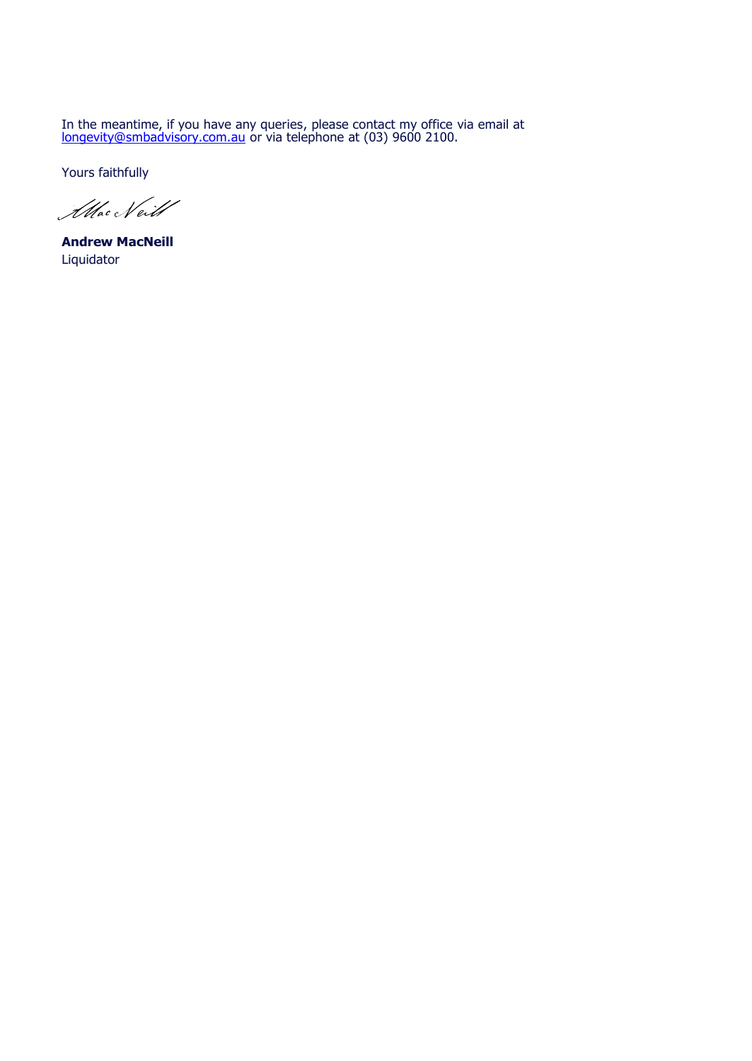In the meantime, if you have any queries, please contact my office via email at longevity@smbadvisory.com.au or via telephone at (03) 9600 2100.

Yours faithfully

**Andrew MacNeill**
Liquidator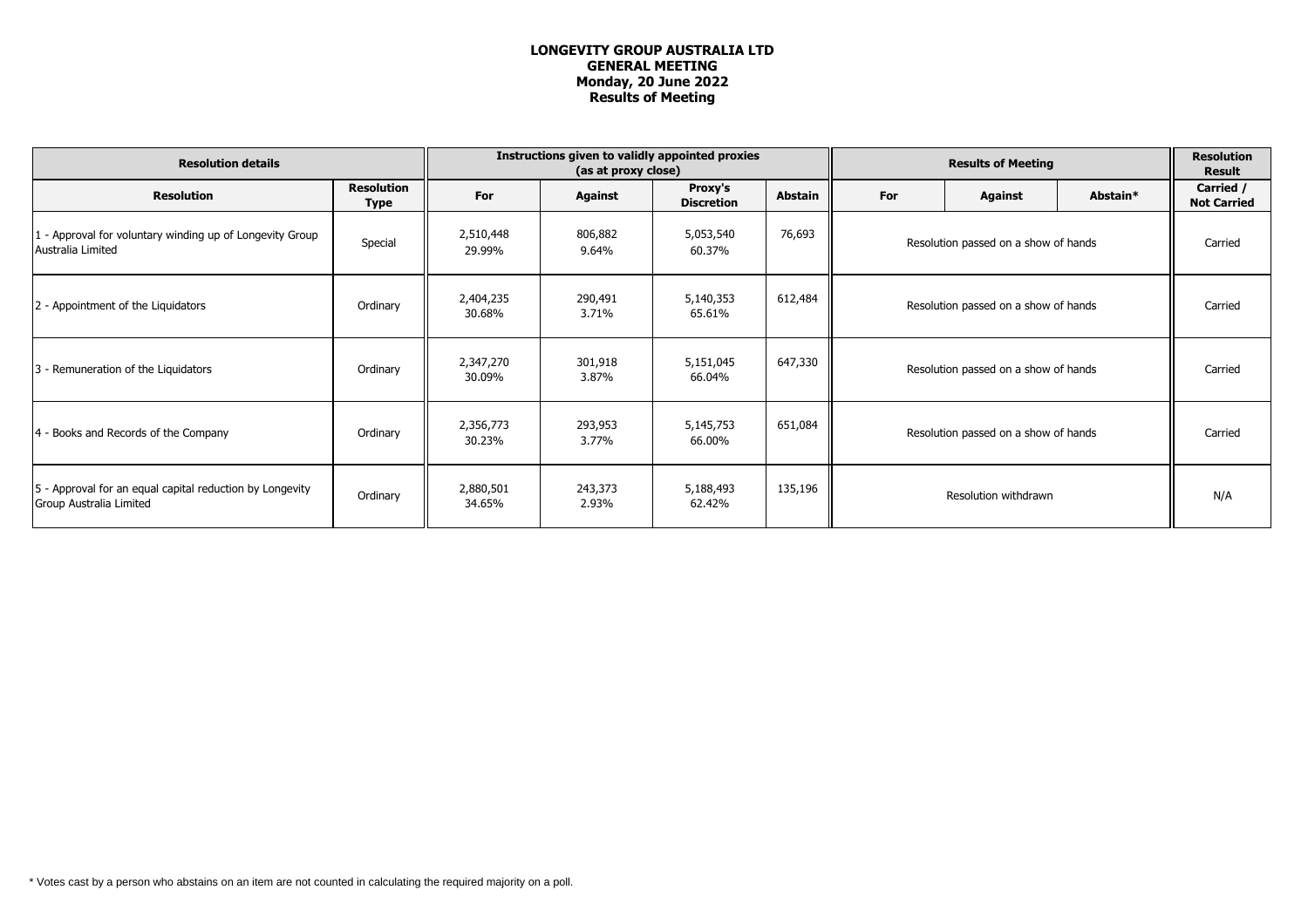**LONGEVITY GROUP AUSTRALIA LTD**
**GENERAL MEETING**
**Monday, 20 June 2022**
**Results of Meeting**

| Resolution details | | Instructions given to validly appointed proxies (as at proxy close) | | | | Results of Meeting | | | Resolution Result |
|---|---|---|---|---|---|---|---|---|---|
| **Resolution** | **Resolution Type** | **For** | **Against** | **Proxy's Discretion** | **Abstain** | **For** | **Against** | **Abstain*** | **Carried / Not Carried** |
| 1 - Approval for voluntary winding up of Longevity Group Australia Limited | Special | 2,510,448 29.99% | 806,882 9.64% | 5,053,540 60.37% | 76,693 | Resolution passed on a show of hands | | | Carried |
| 2 - Appointment of the Liquidators | Ordinary | 2,404,235 30.68% | 290,491 3.71% | 5,140,353 65.61% | 612,484 | Resolution passed on a show of hands | | | Carried |
| 3 - Remuneration of the Liquidators | Ordinary | 2,347,270 30.09% | 301,918 3.87% | 5,151,045 66.04% | 647,330 | Resolution passed on a show of hands | | | Carried |
| 4 - Books and Records of the Company | Ordinary | 2,356,773 30.23% | 293,953 3.77% | 5,145,753 66.00% | 651,084 | Resolution passed on a show of hands | | | Carried |
| 5 - Approval for an equal capital reduction by Longevity Group Australia Limited | Ordinary | 2,880,501 34.65% | 243,373 2.93% | 5,188,493 62.42% | 135,196 | Resolution withdrawn | | | N/A |

* Votes cast by a person who abstains on an item are not counted in calculating the required majority on a poll.